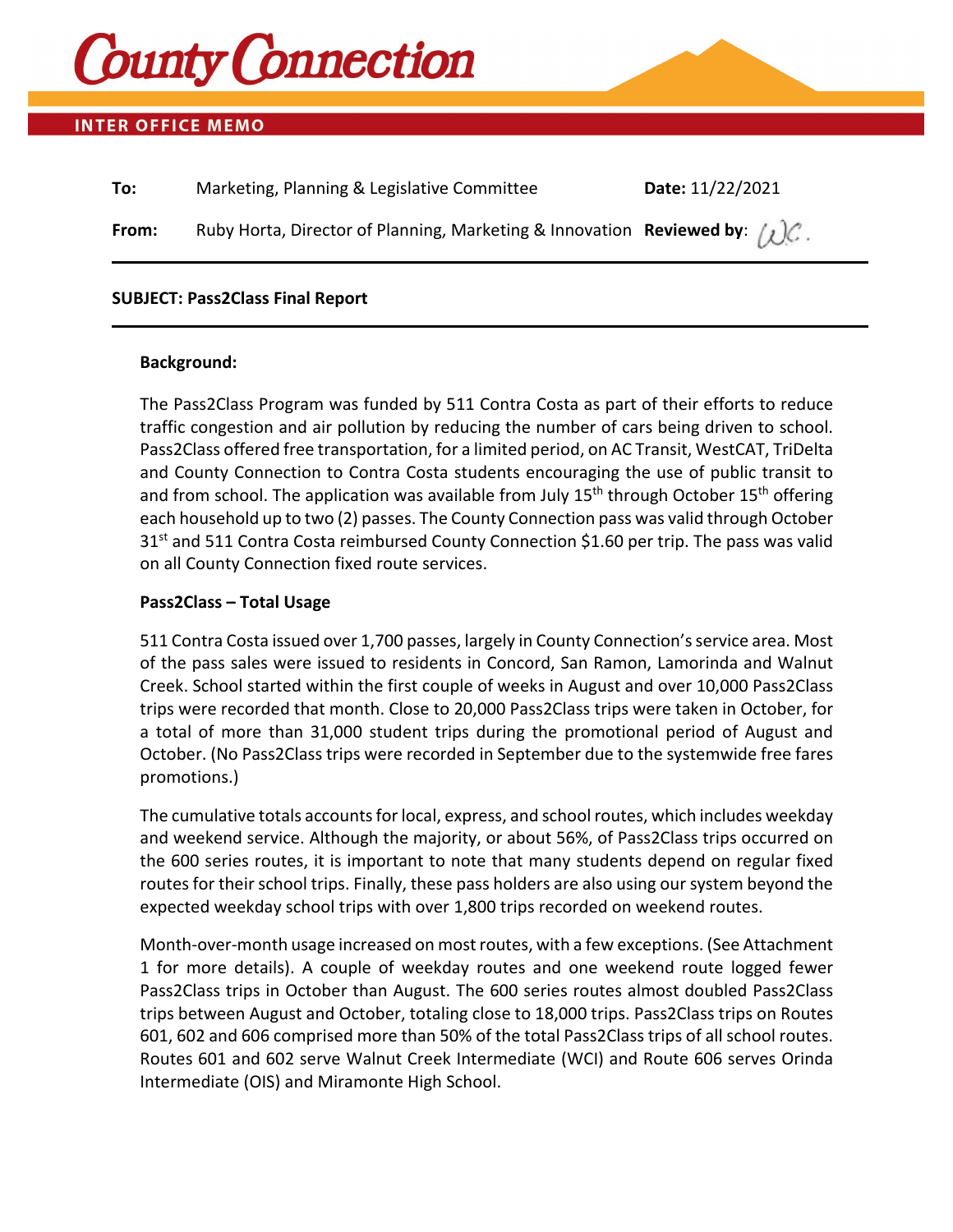# County Connection

## INTER OFFICE MEMO

| | | |
|---|---|---|
| **To:** | Marketing, Planning & Legislative Committee | **Date:** 11/22/2021 |
| **From:** | Ruby Horta, Director of Planning, Marketing & Innovation | **Reviewed by**: *W.C.* |

**SUBJECT: Pass2Class Final Report**

---

### Background:

The Pass2Class Program was funded by 511 Contra Costa as part of their efforts to reduce traffic congestion and air pollution by reducing the number of cars being driven to school. Pass2Class offered free transportation, for a limited period, on AC Transit, WestCAT, TriDelta and County Connection to Contra Costa students encouraging the use of public transit to and from school. The application was available from July 15th through October 15th offering each household up to two (2) passes. The County Connection pass was valid through October 31st and 511 Contra Costa reimbursed County Connection $1.60 per trip. The pass was valid on all County Connection fixed route services.

### Pass2Class – Total Usage

511 Contra Costa issued over 1,700 passes, largely in County Connection's service area. Most of the pass sales were issued to residents in Concord, San Ramon, Lamorinda and Walnut Creek. School started within the first couple of weeks in August and over 10,000 Pass2Class trips were recorded that month. Close to 20,000 Pass2Class trips were taken in October, for a total of more than 31,000 student trips during the promotional period of August and October. (No Pass2Class trips were recorded in September due to the systemwide free fares promotions.)

The cumulative totals accounts for local, express, and school routes, which includes weekday and weekend service. Although the majority, or about 56%, of Pass2Class trips occurred on the 600 series routes, it is important to note that many students depend on regular fixed routes for their school trips. Finally, these pass holders are also using our system beyond the expected weekday school trips with over 1,800 trips recorded on weekend routes.

Month-over-month usage increased on most routes, with a few exceptions. (See Attachment 1 for more details). A couple of weekday routes and one weekend route logged fewer Pass2Class trips in October than August. The 600 series routes almost doubled Pass2Class trips between August and October, totaling close to 18,000 trips. Pass2Class trips on Routes 601, 602 and 606 comprised more than 50% of the total Pass2Class trips of all school routes. Routes 601 and 602 serve Walnut Creek Intermediate (WCI) and Route 606 serves Orinda Intermediate (OIS) and Miramonte High School.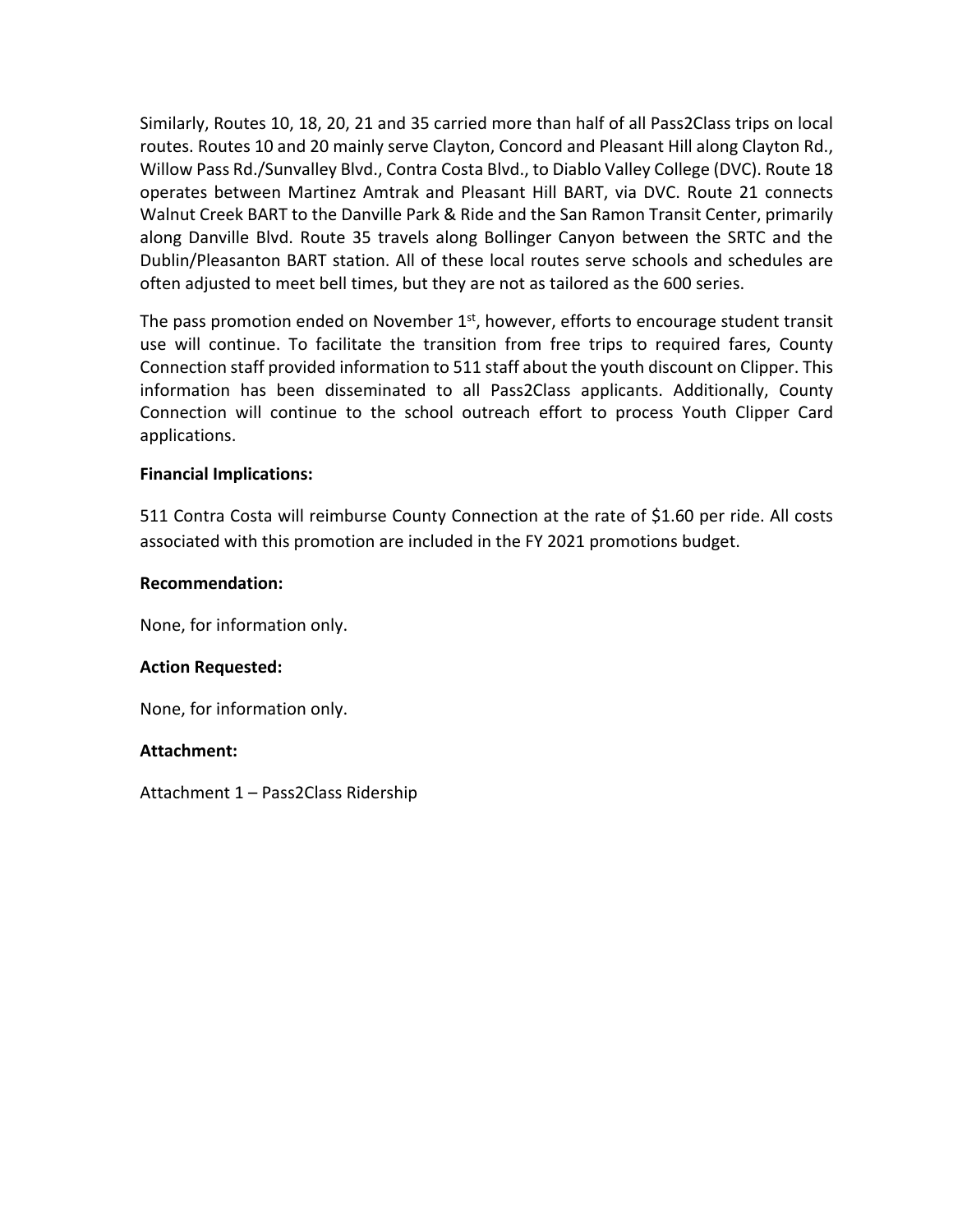Similarly, Routes 10, 18, 20, 21 and 35 carried more than half of all Pass2Class trips on local routes. Routes 10 and 20 mainly serve Clayton, Concord and Pleasant Hill along Clayton Rd., Willow Pass Rd./Sunvalley Blvd., Contra Costa Blvd., to Diablo Valley College (DVC). Route 18 operates between Martinez Amtrak and Pleasant Hill BART, via DVC. Route 21 connects Walnut Creek BART to the Danville Park & Ride and the San Ramon Transit Center, primarily along Danville Blvd. Route 35 travels along Bollinger Canyon between the SRTC and the Dublin/Pleasanton BART station. All of these local routes serve schools and schedules are often adjusted to meet bell times, but they are not as tailored as the 600 series.

The pass promotion ended on November 1st, however, efforts to encourage student transit use will continue. To facilitate the transition from free trips to required fares, County Connection staff provided information to 511 staff about the youth discount on Clipper. This information has been disseminated to all Pass2Class applicants. Additionally, County Connection will continue to the school outreach effort to process Youth Clipper Card applications.

**Financial Implications:**

511 Contra Costa will reimburse County Connection at the rate of $1.60 per ride. All costs associated with this promotion are included in the FY 2021 promotions budget.

**Recommendation:**

None, for information only.

**Action Requested:**

None, for information only.

**Attachment:**

Attachment 1 – Pass2Class Ridership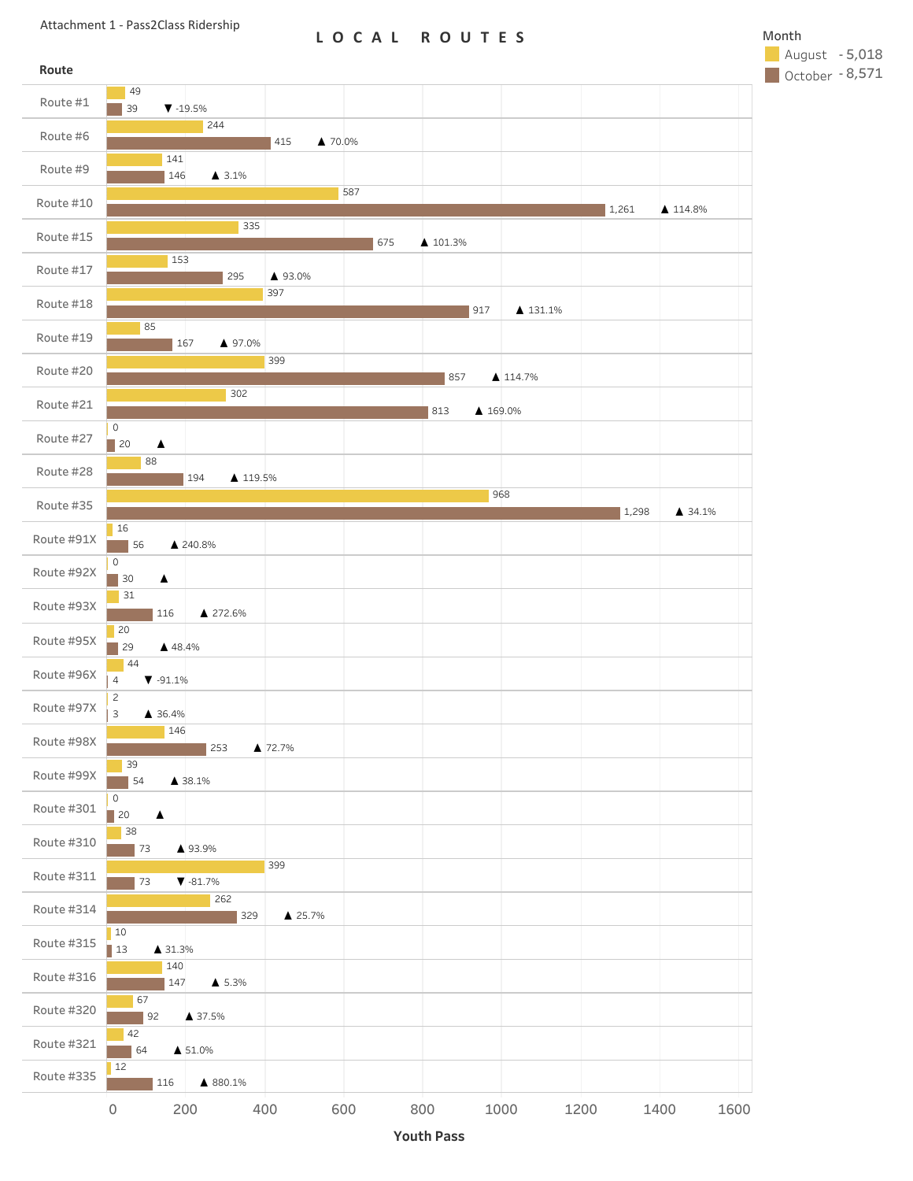Attachment 1 - Pass2Class Ridership

# LOCAL ROUTES

Month: August - 5,018; October - 8,571

| Route | August | October | Change |
|---|---|---|---|
| Route #1 | 49 | 39 | ▼ -19.5% |
| Route #6 | 244 | 415 | ▲ 70.0% |
| Route #9 | 141 | 146 | ▲ 3.1% |
| Route #10 | 587 | 1,261 | ▲ 114.8% |
| Route #15 | 335 | 675 | ▲ 101.3% |
| Route #17 | 153 | 295 | ▲ 93.0% |
| Route #18 | 397 | 917 | ▲ 131.1% |
| Route #19 | 85 | 167 | ▲ 97.0% |
| Route #20 | 399 | 857 | ▲ 114.7% |
| Route #21 | 302 | 813 | ▲ 169.0% |
| Route #27 | 0 | 20 | ▲ |
| Route #28 | 88 | 194 | ▲ 119.5% |
| Route #35 | 968 | 1,298 | ▲ 34.1% |
| Route #91X | 16 | 56 | ▲ 240.8% |
| Route #92X | 0 | 30 | ▲ |
| Route #93X | 31 | 116 | ▲ 272.6% |
| Route #95X | 20 | 29 | ▲ 48.4% |
| Route #96X | 44 | 4 | ▼ -91.1% |
| Route #97X | 2 | 3 | ▲ 36.4% |
| Route #98X | 146 | 253 | ▲ 72.7% |
| Route #99X | 39 | 54 | ▲ 38.1% |
| Route #301 | 0 | 20 | ▲ |
| Route #310 | 38 | 73 | ▲ 93.9% |
| Route #311 | 399 | 73 | ▼ -81.7% |
| Route #314 | 262 | 329 | ▲ 25.7% |
| Route #315 | 10 | 13 | ▲ 31.3% |
| Route #316 | 140 | 147 | ▲ 5.3% |
| Route #320 | 67 | 92 | ▲ 37.5% |
| Route #321 | 42 | 64 | ▲ 51.0% |
| Route #335 | 12 | 116 | ▲ 880.1% |

Youth Pass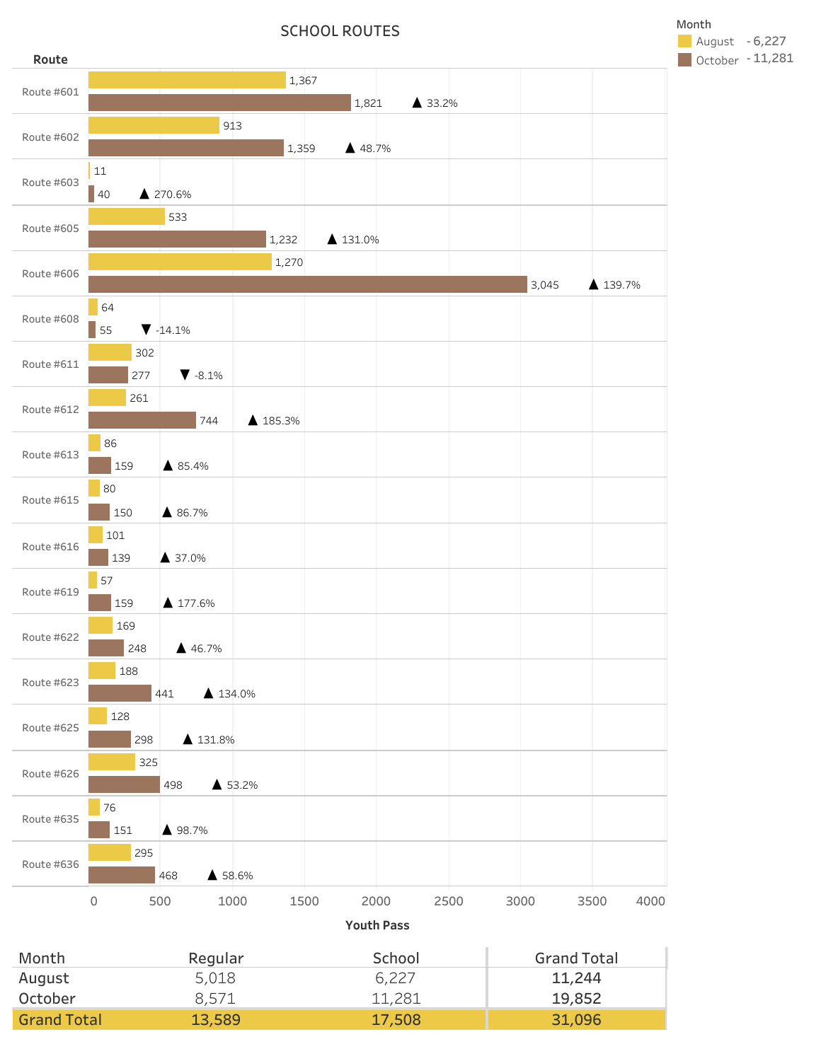## SCHOOL ROUTES

Month
August - 6,227
October - 11,281

Route

Route #601
1,367
1,821 ▲ 33.2%

Route #602
913
1,359 ▲ 48.7%

Route #603
11
40 ▲ 270.6%

Route #605
533
1,232 ▲ 131.0%

Route #606
1,270
3,045 ▲ 139.7%

Route #608
64
55 ▼ -14.1%

Route #611
302
277 ▼ -8.1%

Route #612
261
744 ▲ 185.3%

Route #613
86
159 ▲ 85.4%

Route #615
80
150 ▲ 86.7%

Route #616
101
139 ▲ 37.0%

Route #619
57
159 ▲ 177.6%

Route #622
169
248 ▲ 46.7%

Route #623
188
441 ▲ 134.0%

Route #625
128
298 ▲ 131.8%

Route #626
325
498 ▲ 53.2%

Route #635
76
151 ▲ 98.7%

Route #636
295
468 ▲ 58.6%

0 500 1000 1500 2000 2500 3000 3500 4000

Youth Pass

| Month | Regular | School | Grand Total |
|---|---|---|---|
| August | 5,018 | 6,227 | **11,244** |
| October | 8,571 | 11,281 | **19,852** |
| Grand Total | 13,589 | 17,508 | 31,096 |